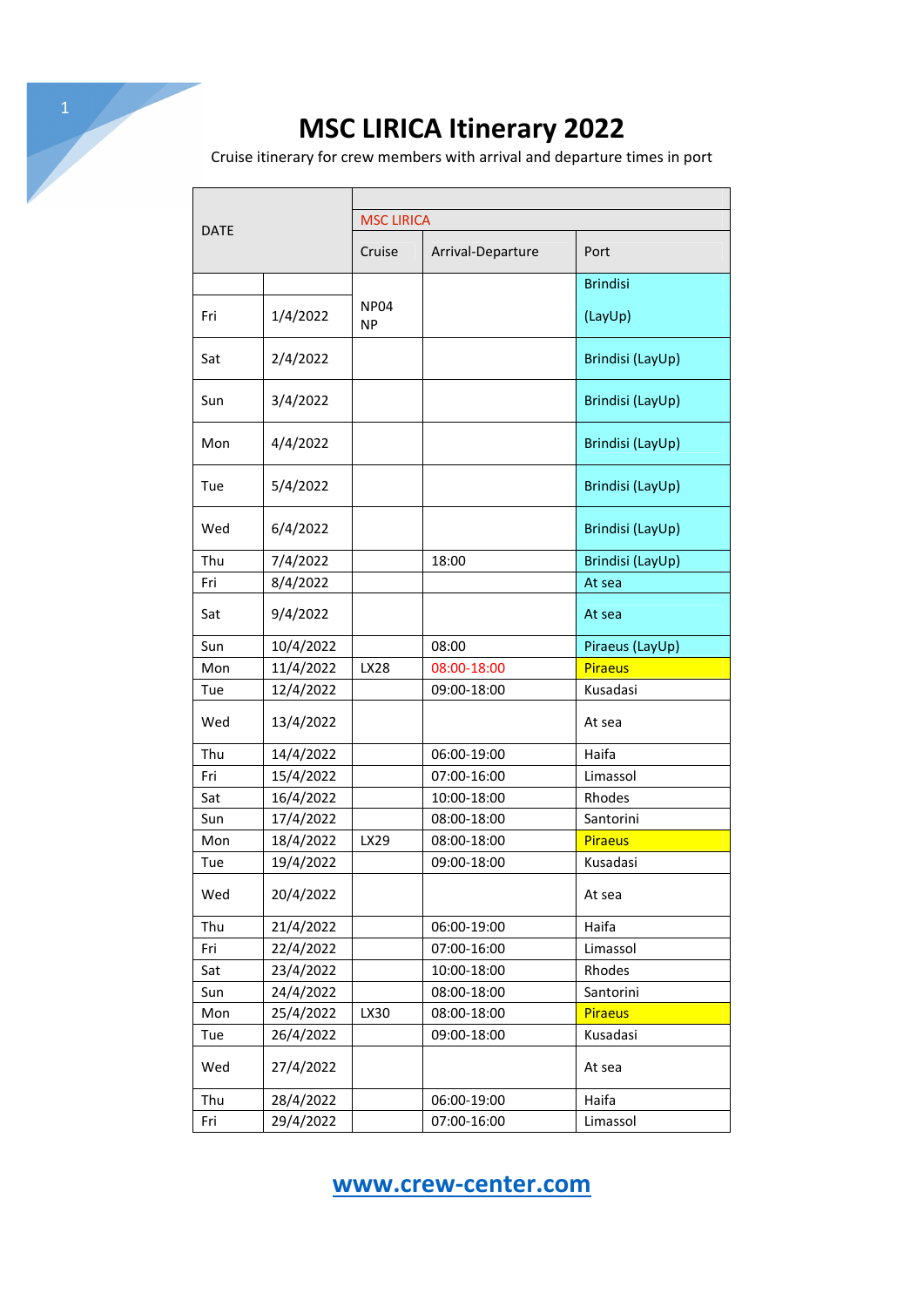# MSC LIRICA Itinerary 2022

Cruise itinerary for crew members with arrival and departure times in port

| DATE | | MSC LIRICA | | |
|---|---|---|---|---|
| | | Cruise | Arrival-Departure | Port |
| Fri | 1/4/2022 | NP04 NP | | Brindisi (LayUp) |
| Sat | 2/4/2022 | | | Brindisi (LayUp) |
| Sun | 3/4/2022 | | | Brindisi (LayUp) |
| Mon | 4/4/2022 | | | Brindisi (LayUp) |
| Tue | 5/4/2022 | | | Brindisi (LayUp) |
| Wed | 6/4/2022 | | | Brindisi (LayUp) |
| Thu | 7/4/2022 | | 18:00 | Brindisi (LayUp) |
| Fri | 8/4/2022 | | | At sea |
| Sat | 9/4/2022 | | | At sea |
| Sun | 10/4/2022 | | 08:00 | Piraeus (LayUp) |
| Mon | 11/4/2022 | LX28 | 08:00-18:00 | Piraeus |
| Tue | 12/4/2022 | | 09:00-18:00 | Kusadasi |
| Wed | 13/4/2022 | | | At sea |
| Thu | 14/4/2022 | | 06:00-19:00 | Haifa |
| Fri | 15/4/2022 | | 07:00-16:00 | Limassol |
| Sat | 16/4/2022 | | 10:00-18:00 | Rhodes |
| Sun | 17/4/2022 | | 08:00-18:00 | Santorini |
| Mon | 18/4/2022 | LX29 | 08:00-18:00 | Piraeus |
| Tue | 19/4/2022 | | 09:00-18:00 | Kusadasi |
| Wed | 20/4/2022 | | | At sea |
| Thu | 21/4/2022 | | 06:00-19:00 | Haifa |
| Fri | 22/4/2022 | | 07:00-16:00 | Limassol |
| Sat | 23/4/2022 | | 10:00-18:00 | Rhodes |
| Sun | 24/4/2022 | | 08:00-18:00 | Santorini |
| Mon | 25/4/2022 | LX30 | 08:00-18:00 | Piraeus |
| Tue | 26/4/2022 | | 09:00-18:00 | Kusadasi |
| Wed | 27/4/2022 | | | At sea |
| Thu | 28/4/2022 | | 06:00-19:00 | Haifa |
| Fri | 29/4/2022 | | 07:00-16:00 | Limassol |

www.crew-center.com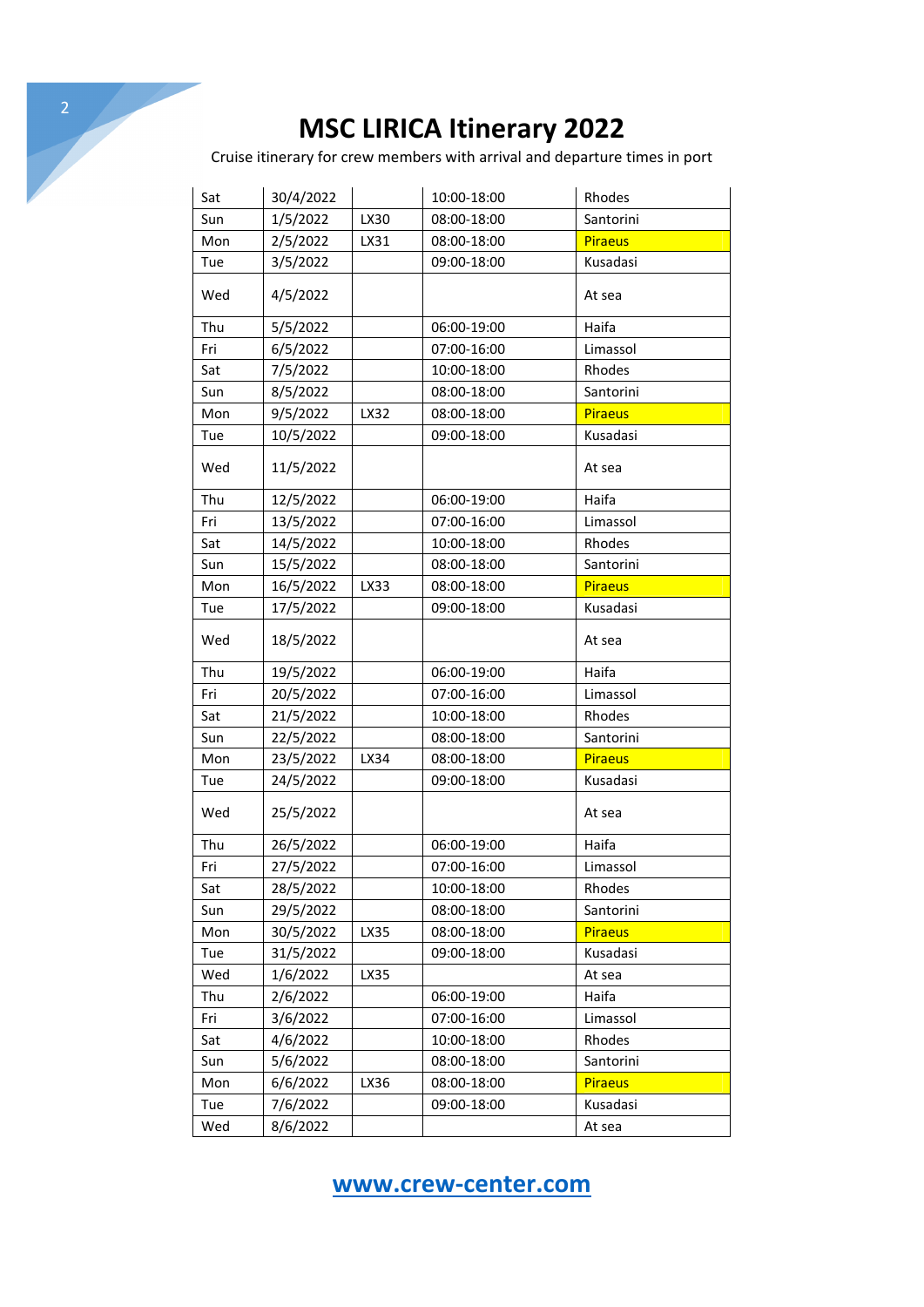# MSC LIRICA Itinerary 2022

Cruise itinerary for crew members with arrival and departure times in port

| | | | | |
|---|---|---|---|---|
| Sat | 30/4/2022 | | 10:00-18:00 | Rhodes |
| Sun | 1/5/2022 | LX30 | 08:00-18:00 | Santorini |
| Mon | 2/5/2022 | LX31 | 08:00-18:00 | Piraeus |
| Tue | 3/5/2022 | | 09:00-18:00 | Kusadasi |
| Wed | 4/5/2022 | | | At sea |
| Thu | 5/5/2022 | | 06:00-19:00 | Haifa |
| Fri | 6/5/2022 | | 07:00-16:00 | Limassol |
| Sat | 7/5/2022 | | 10:00-18:00 | Rhodes |
| Sun | 8/5/2022 | | 08:00-18:00 | Santorini |
| Mon | 9/5/2022 | LX32 | 08:00-18:00 | Piraeus |
| Tue | 10/5/2022 | | 09:00-18:00 | Kusadasi |
| Wed | 11/5/2022 | | | At sea |
| Thu | 12/5/2022 | | 06:00-19:00 | Haifa |
| Fri | 13/5/2022 | | 07:00-16:00 | Limassol |
| Sat | 14/5/2022 | | 10:00-18:00 | Rhodes |
| Sun | 15/5/2022 | | 08:00-18:00 | Santorini |
| Mon | 16/5/2022 | LX33 | 08:00-18:00 | Piraeus |
| Tue | 17/5/2022 | | 09:00-18:00 | Kusadasi |
| Wed | 18/5/2022 | | | At sea |
| Thu | 19/5/2022 | | 06:00-19:00 | Haifa |
| Fri | 20/5/2022 | | 07:00-16:00 | Limassol |
| Sat | 21/5/2022 | | 10:00-18:00 | Rhodes |
| Sun | 22/5/2022 | | 08:00-18:00 | Santorini |
| Mon | 23/5/2022 | LX34 | 08:00-18:00 | Piraeus |
| Tue | 24/5/2022 | | 09:00-18:00 | Kusadasi |
| Wed | 25/5/2022 | | | At sea |
| Thu | 26/5/2022 | | 06:00-19:00 | Haifa |
| Fri | 27/5/2022 | | 07:00-16:00 | Limassol |
| Sat | 28/5/2022 | | 10:00-18:00 | Rhodes |
| Sun | 29/5/2022 | | 08:00-18:00 | Santorini |
| Mon | 30/5/2022 | LX35 | 08:00-18:00 | Piraeus |
| Tue | 31/5/2022 | | 09:00-18:00 | Kusadasi |
| Wed | 1/6/2022 | LX35 | | At sea |
| Thu | 2/6/2022 | | 06:00-19:00 | Haifa |
| Fri | 3/6/2022 | | 07:00-16:00 | Limassol |
| Sat | 4/6/2022 | | 10:00-18:00 | Rhodes |
| Sun | 5/6/2022 | | 08:00-18:00 | Santorini |
| Mon | 6/6/2022 | LX36 | 08:00-18:00 | Piraeus |
| Tue | 7/6/2022 | | 09:00-18:00 | Kusadasi |
| Wed | 8/6/2022 | | | At sea |

www.crew-center.com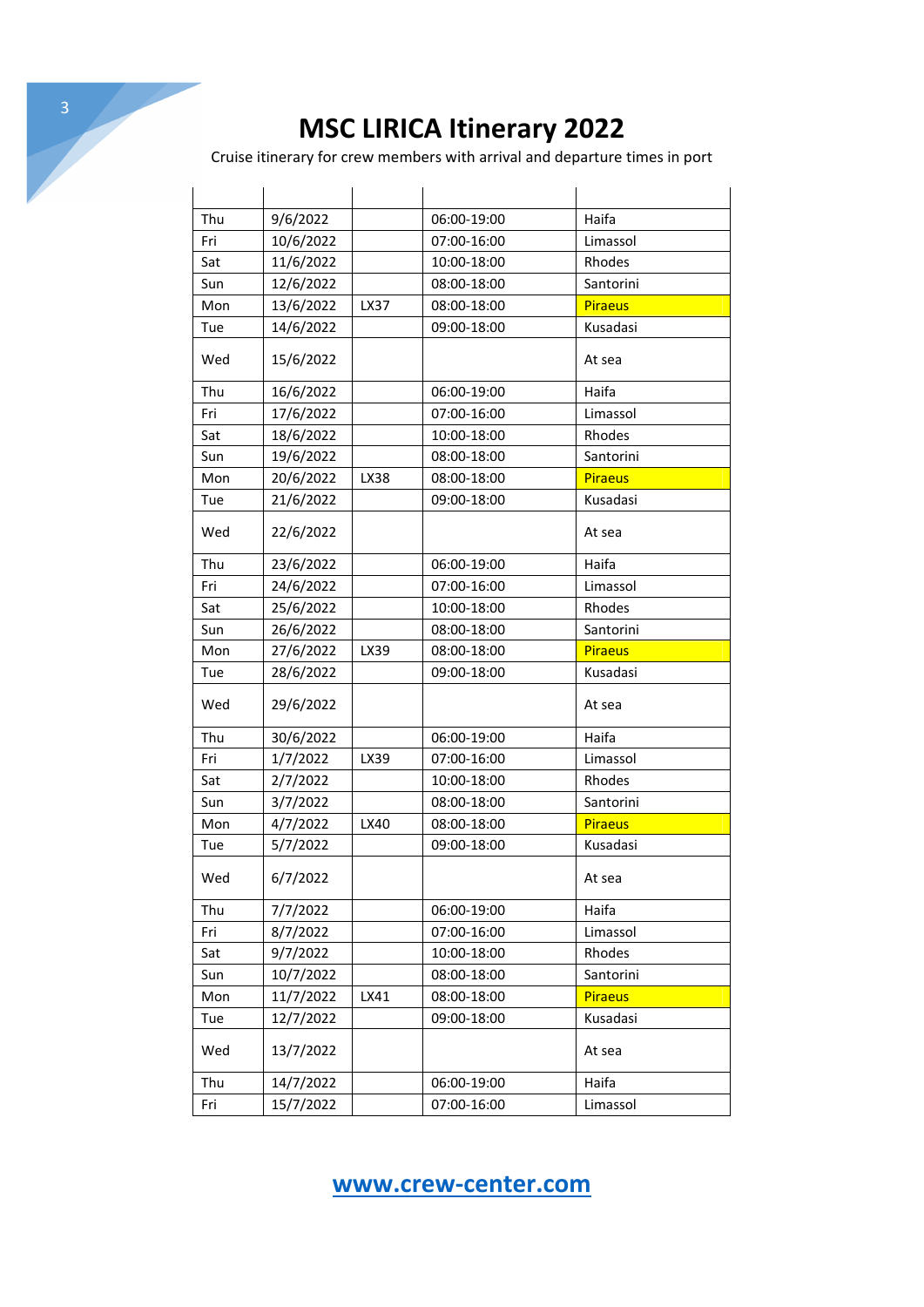# MSC LIRICA Itinerary 2022

Cruise itinerary for crew members with arrival and departure times in port

| | | | | |
|---|---|---|---|---|
| Thu | 9/6/2022 | | 06:00-19:00 | Haifa |
| Fri | 10/6/2022 | | 07:00-16:00 | Limassol |
| Sat | 11/6/2022 | | 10:00-18:00 | Rhodes |
| Sun | 12/6/2022 | | 08:00-18:00 | Santorini |
| Mon | 13/6/2022 | LX37 | 08:00-18:00 | Piraeus |
| Tue | 14/6/2022 | | 09:00-18:00 | Kusadasi |
| Wed | 15/6/2022 | | | At sea |
| Thu | 16/6/2022 | | 06:00-19:00 | Haifa |
| Fri | 17/6/2022 | | 07:00-16:00 | Limassol |
| Sat | 18/6/2022 | | 10:00-18:00 | Rhodes |
| Sun | 19/6/2022 | | 08:00-18:00 | Santorini |
| Mon | 20/6/2022 | LX38 | 08:00-18:00 | Piraeus |
| Tue | 21/6/2022 | | 09:00-18:00 | Kusadasi |
| Wed | 22/6/2022 | | | At sea |
| Thu | 23/6/2022 | | 06:00-19:00 | Haifa |
| Fri | 24/6/2022 | | 07:00-16:00 | Limassol |
| Sat | 25/6/2022 | | 10:00-18:00 | Rhodes |
| Sun | 26/6/2022 | | 08:00-18:00 | Santorini |
| Mon | 27/6/2022 | LX39 | 08:00-18:00 | Piraeus |
| Tue | 28/6/2022 | | 09:00-18:00 | Kusadasi |
| Wed | 29/6/2022 | | | At sea |
| Thu | 30/6/2022 | | 06:00-19:00 | Haifa |
| Fri | 1/7/2022 | LX39 | 07:00-16:00 | Limassol |
| Sat | 2/7/2022 | | 10:00-18:00 | Rhodes |
| Sun | 3/7/2022 | | 08:00-18:00 | Santorini |
| Mon | 4/7/2022 | LX40 | 08:00-18:00 | Piraeus |
| Tue | 5/7/2022 | | 09:00-18:00 | Kusadasi |
| Wed | 6/7/2022 | | | At sea |
| Thu | 7/7/2022 | | 06:00-19:00 | Haifa |
| Fri | 8/7/2022 | | 07:00-16:00 | Limassol |
| Sat | 9/7/2022 | | 10:00-18:00 | Rhodes |
| Sun | 10/7/2022 | | 08:00-18:00 | Santorini |
| Mon | 11/7/2022 | LX41 | 08:00-18:00 | Piraeus |
| Tue | 12/7/2022 | | 09:00-18:00 | Kusadasi |
| Wed | 13/7/2022 | | | At sea |
| Thu | 14/7/2022 | | 06:00-19:00 | Haifa |
| Fri | 15/7/2022 | | 07:00-16:00 | Limassol |

www.crew-center.com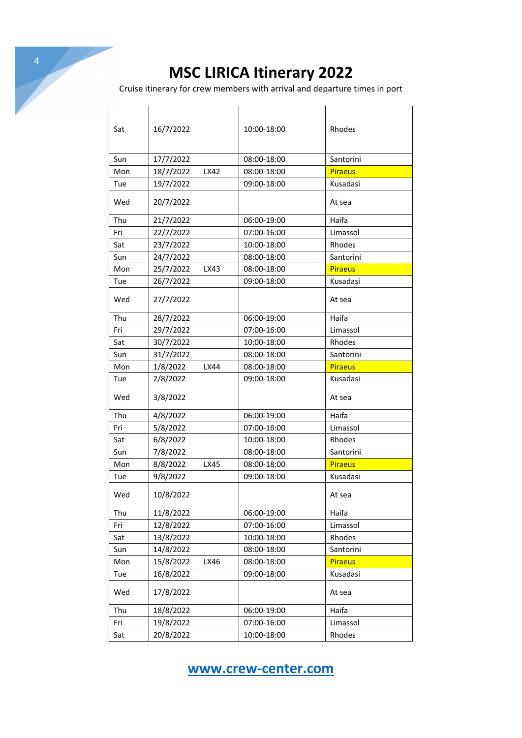# MSC LIRICA Itinerary 2022

Cruise itinerary for crew members with arrival and departure times in port

| | | | | |
|---|---|---|---|---|
| Sat | 16/7/2022 | | 10:00-18:00 | Rhodes |
| Sun | 17/7/2022 | | 08:00-18:00 | Santorini |
| Mon | 18/7/2022 | LX42 | 08:00-18:00 | Piraeus |
| Tue | 19/7/2022 | | 09:00-18:00 | Kusadasi |
| Wed | 20/7/2022 | | | At sea |
| Thu | 21/7/2022 | | 06:00-19:00 | Haifa |
| Fri | 22/7/2022 | | 07:00-16:00 | Limassol |
| Sat | 23/7/2022 | | 10:00-18:00 | Rhodes |
| Sun | 24/7/2022 | | 08:00-18:00 | Santorini |
| Mon | 25/7/2022 | LX43 | 08:00-18:00 | Piraeus |
| Tue | 26/7/2022 | | 09:00-18:00 | Kusadasi |
| Wed | 27/7/2022 | | | At sea |
| Thu | 28/7/2022 | | 06:00-19:00 | Haifa |
| Fri | 29/7/2022 | | 07:00-16:00 | Limassol |
| Sat | 30/7/2022 | | 10:00-18:00 | Rhodes |
| Sun | 31/7/2022 | | 08:00-18:00 | Santorini |
| Mon | 1/8/2022 | LX44 | 08:00-18:00 | Piraeus |
| Tue | 2/8/2022 | | 09:00-18:00 | Kusadasi |
| Wed | 3/8/2022 | | | At sea |
| Thu | 4/8/2022 | | 06:00-19:00 | Haifa |
| Fri | 5/8/2022 | | 07:00-16:00 | Limassol |
| Sat | 6/8/2022 | | 10:00-18:00 | Rhodes |
| Sun | 7/8/2022 | | 08:00-18:00 | Santorini |
| Mon | 8/8/2022 | LX45 | 08:00-18:00 | Piraeus |
| Tue | 9/8/2022 | | 09:00-18:00 | Kusadasi |
| Wed | 10/8/2022 | | | At sea |
| Thu | 11/8/2022 | | 06:00-19:00 | Haifa |
| Fri | 12/8/2022 | | 07:00-16:00 | Limassol |
| Sat | 13/8/2022 | | 10:00-18:00 | Rhodes |
| Sun | 14/8/2022 | | 08:00-18:00 | Santorini |
| Mon | 15/8/2022 | LX46 | 08:00-18:00 | Piraeus |
| Tue | 16/8/2022 | | 09:00-18:00 | Kusadasi |
| Wed | 17/8/2022 | | | At sea |
| Thu | 18/8/2022 | | 06:00-19:00 | Haifa |
| Fri | 19/8/2022 | | 07:00-16:00 | Limassol |
| Sat | 20/8/2022 | | 10:00-18:00 | Rhodes |

[www.crew-center.com](http://www.crew-center.com)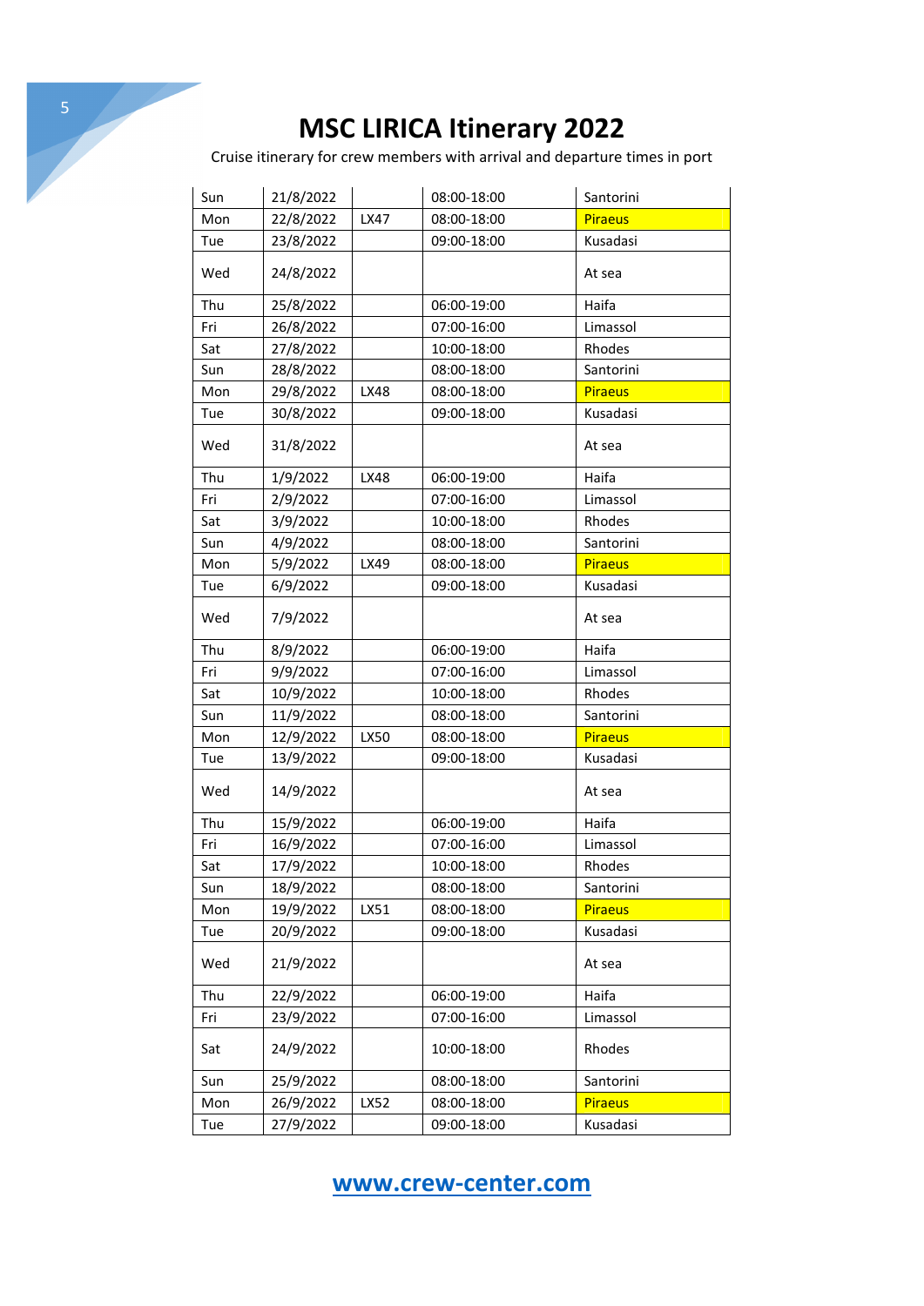# MSC LIRICA Itinerary 2022

Cruise itinerary for crew members with arrival and departure times in port

| | | | | |
|---|---|---|---|---|
| Sun | 21/8/2022 | | 08:00-18:00 | Santorini |
| Mon | 22/8/2022 | LX47 | 08:00-18:00 | Piraeus |
| Tue | 23/8/2022 | | 09:00-18:00 | Kusadasi |
| Wed | 24/8/2022 | | | At sea |
| Thu | 25/8/2022 | | 06:00-19:00 | Haifa |
| Fri | 26/8/2022 | | 07:00-16:00 | Limassol |
| Sat | 27/8/2022 | | 10:00-18:00 | Rhodes |
| Sun | 28/8/2022 | | 08:00-18:00 | Santorini |
| Mon | 29/8/2022 | LX48 | 08:00-18:00 | Piraeus |
| Tue | 30/8/2022 | | 09:00-18:00 | Kusadasi |
| Wed | 31/8/2022 | | | At sea |
| Thu | 1/9/2022 | LX48 | 06:00-19:00 | Haifa |
| Fri | 2/9/2022 | | 07:00-16:00 | Limassol |
| Sat | 3/9/2022 | | 10:00-18:00 | Rhodes |
| Sun | 4/9/2022 | | 08:00-18:00 | Santorini |
| Mon | 5/9/2022 | LX49 | 08:00-18:00 | Piraeus |
| Tue | 6/9/2022 | | 09:00-18:00 | Kusadasi |
| Wed | 7/9/2022 | | | At sea |
| Thu | 8/9/2022 | | 06:00-19:00 | Haifa |
| Fri | 9/9/2022 | | 07:00-16:00 | Limassol |
| Sat | 10/9/2022 | | 10:00-18:00 | Rhodes |
| Sun | 11/9/2022 | | 08:00-18:00 | Santorini |
| Mon | 12/9/2022 | LX50 | 08:00-18:00 | Piraeus |
| Tue | 13/9/2022 | | 09:00-18:00 | Kusadasi |
| Wed | 14/9/2022 | | | At sea |
| Thu | 15/9/2022 | | 06:00-19:00 | Haifa |
| Fri | 16/9/2022 | | 07:00-16:00 | Limassol |
| Sat | 17/9/2022 | | 10:00-18:00 | Rhodes |
| Sun | 18/9/2022 | | 08:00-18:00 | Santorini |
| Mon | 19/9/2022 | LX51 | 08:00-18:00 | Piraeus |
| Tue | 20/9/2022 | | 09:00-18:00 | Kusadasi |
| Wed | 21/9/2022 | | | At sea |
| Thu | 22/9/2022 | | 06:00-19:00 | Haifa |
| Fri | 23/9/2022 | | 07:00-16:00 | Limassol |
| Sat | 24/9/2022 | | 10:00-18:00 | Rhodes |
| Sun | 25/9/2022 | | 08:00-18:00 | Santorini |
| Mon | 26/9/2022 | LX52 | 08:00-18:00 | Piraeus |
| Tue | 27/9/2022 | | 09:00-18:00 | Kusadasi |

www.crew-center.com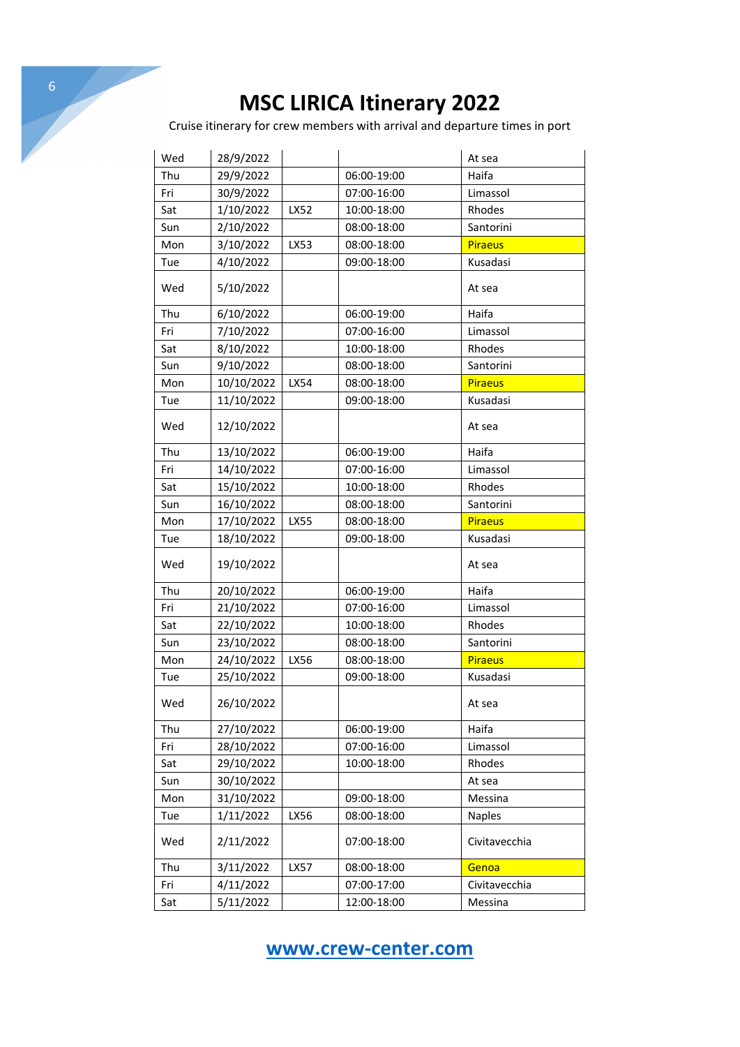# MSC LIRICA Itinerary 2022

Cruise itinerary for crew members with arrival and departure times in port

| | | | | |
|---|---|---|---|---|
| Wed | 28/9/2022 | | | At sea |
| Thu | 29/9/2022 | | 06:00-19:00 | Haifa |
| Fri | 30/9/2022 | | 07:00-16:00 | Limassol |
| Sat | 1/10/2022 | LX52 | 10:00-18:00 | Rhodes |
| Sun | 2/10/2022 | | 08:00-18:00 | Santorini |
| Mon | 3/10/2022 | LX53 | 08:00-18:00 | Piraeus |
| Tue | 4/10/2022 | | 09:00-18:00 | Kusadasi |
| Wed | 5/10/2022 | | | At sea |
| Thu | 6/10/2022 | | 06:00-19:00 | Haifa |
| Fri | 7/10/2022 | | 07:00-16:00 | Limassol |
| Sat | 8/10/2022 | | 10:00-18:00 | Rhodes |
| Sun | 9/10/2022 | | 08:00-18:00 | Santorini |
| Mon | 10/10/2022 | LX54 | 08:00-18:00 | Piraeus |
| Tue | 11/10/2022 | | 09:00-18:00 | Kusadasi |
| Wed | 12/10/2022 | | | At sea |
| Thu | 13/10/2022 | | 06:00-19:00 | Haifa |
| Fri | 14/10/2022 | | 07:00-16:00 | Limassol |
| Sat | 15/10/2022 | | 10:00-18:00 | Rhodes |
| Sun | 16/10/2022 | | 08:00-18:00 | Santorini |
| Mon | 17/10/2022 | LX55 | 08:00-18:00 | Piraeus |
| Tue | 18/10/2022 | | 09:00-18:00 | Kusadasi |
| Wed | 19/10/2022 | | | At sea |
| Thu | 20/10/2022 | | 06:00-19:00 | Haifa |
| Fri | 21/10/2022 | | 07:00-16:00 | Limassol |
| Sat | 22/10/2022 | | 10:00-18:00 | Rhodes |
| Sun | 23/10/2022 | | 08:00-18:00 | Santorini |
| Mon | 24/10/2022 | LX56 | 08:00-18:00 | Piraeus |
| Tue | 25/10/2022 | | 09:00-18:00 | Kusadasi |
| Wed | 26/10/2022 | | | At sea |
| Thu | 27/10/2022 | | 06:00-19:00 | Haifa |
| Fri | 28/10/2022 | | 07:00-16:00 | Limassol |
| Sat | 29/10/2022 | | 10:00-18:00 | Rhodes |
| Sun | 30/10/2022 | | | At sea |
| Mon | 31/10/2022 | | 09:00-18:00 | Messina |
| Tue | 1/11/2022 | LX56 | 08:00-18:00 | Naples |
| Wed | 2/11/2022 | | 07:00-18:00 | Civitavecchia |
| Thu | 3/11/2022 | LX57 | 08:00-18:00 | Genoa |
| Fri | 4/11/2022 | | 07:00-17:00 | Civitavecchia |
| Sat | 5/11/2022 | | 12:00-18:00 | Messina |

[www.crew-center.com](http://www.crew-center.com)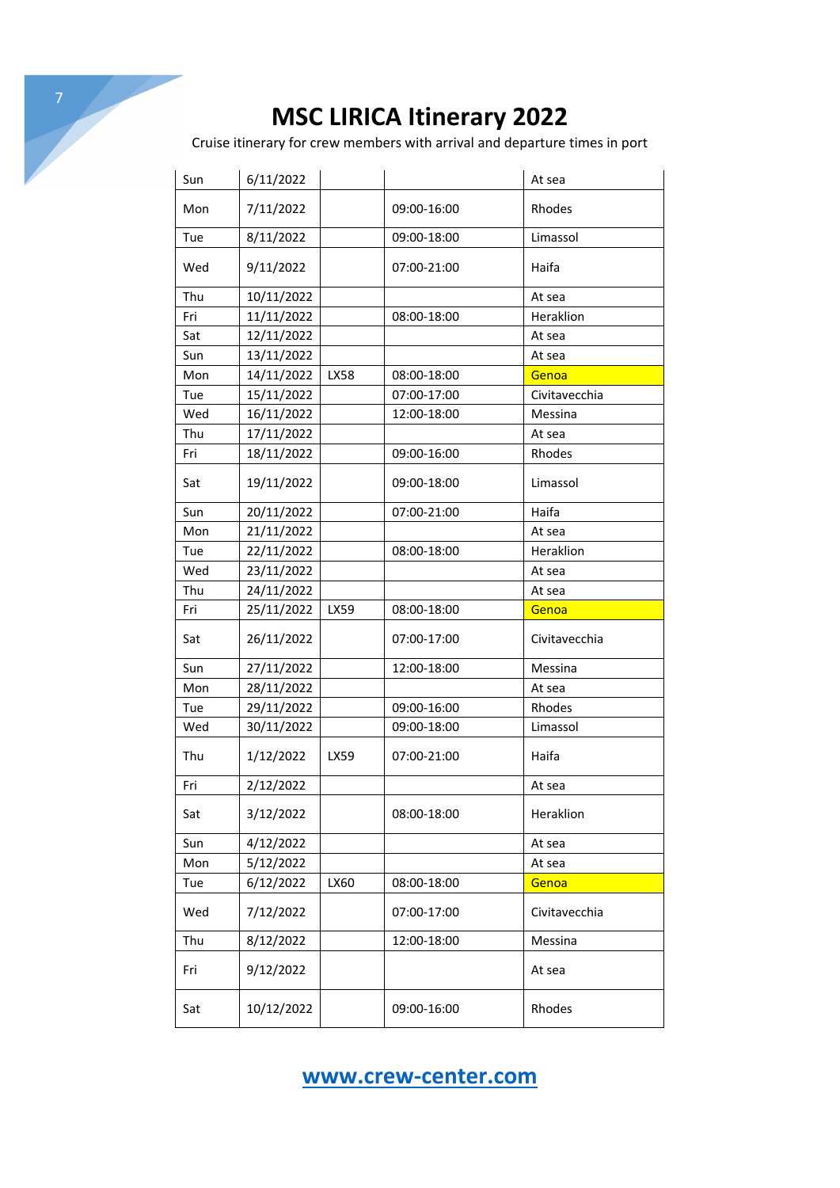# MSC LIRICA Itinerary 2022

Cruise itinerary for crew members with arrival and departure times in port

| | | | | |
|---|---|---|---|---|
| Sun | 6/11/2022 | | | At sea |
| Mon | 7/11/2022 | | 09:00-16:00 | Rhodes |
| Tue | 8/11/2022 | | 09:00-18:00 | Limassol |
| Wed | 9/11/2022 | | 07:00-21:00 | Haifa |
| Thu | 10/11/2022 | | | At sea |
| Fri | 11/11/2022 | | 08:00-18:00 | Heraklion |
| Sat | 12/11/2022 | | | At sea |
| Sun | 13/11/2022 | | | At sea |
| Mon | 14/11/2022 | LX58 | 08:00-18:00 | Genoa |
| Tue | 15/11/2022 | | 07:00-17:00 | Civitavecchia |
| Wed | 16/11/2022 | | 12:00-18:00 | Messina |
| Thu | 17/11/2022 | | | At sea |
| Fri | 18/11/2022 | | 09:00-16:00 | Rhodes |
| Sat | 19/11/2022 | | 09:00-18:00 | Limassol |
| Sun | 20/11/2022 | | 07:00-21:00 | Haifa |
| Mon | 21/11/2022 | | | At sea |
| Tue | 22/11/2022 | | 08:00-18:00 | Heraklion |
| Wed | 23/11/2022 | | | At sea |
| Thu | 24/11/2022 | | | At sea |
| Fri | 25/11/2022 | LX59 | 08:00-18:00 | Genoa |
| Sat | 26/11/2022 | | 07:00-17:00 | Civitavecchia |
| Sun | 27/11/2022 | | 12:00-18:00 | Messina |
| Mon | 28/11/2022 | | | At sea |
| Tue | 29/11/2022 | | 09:00-16:00 | Rhodes |
| Wed | 30/11/2022 | | 09:00-18:00 | Limassol |
| Thu | 1/12/2022 | LX59 | 07:00-21:00 | Haifa |
| Fri | 2/12/2022 | | | At sea |
| Sat | 3/12/2022 | | 08:00-18:00 | Heraklion |
| Sun | 4/12/2022 | | | At sea |
| Mon | 5/12/2022 | | | At sea |
| Tue | 6/12/2022 | LX60 | 08:00-18:00 | Genoa |
| Wed | 7/12/2022 | | 07:00-17:00 | Civitavecchia |
| Thu | 8/12/2022 | | 12:00-18:00 | Messina |
| Fri | 9/12/2022 | | | At sea |
| Sat | 10/12/2022 | | 09:00-16:00 | Rhodes |

www.crew-center.com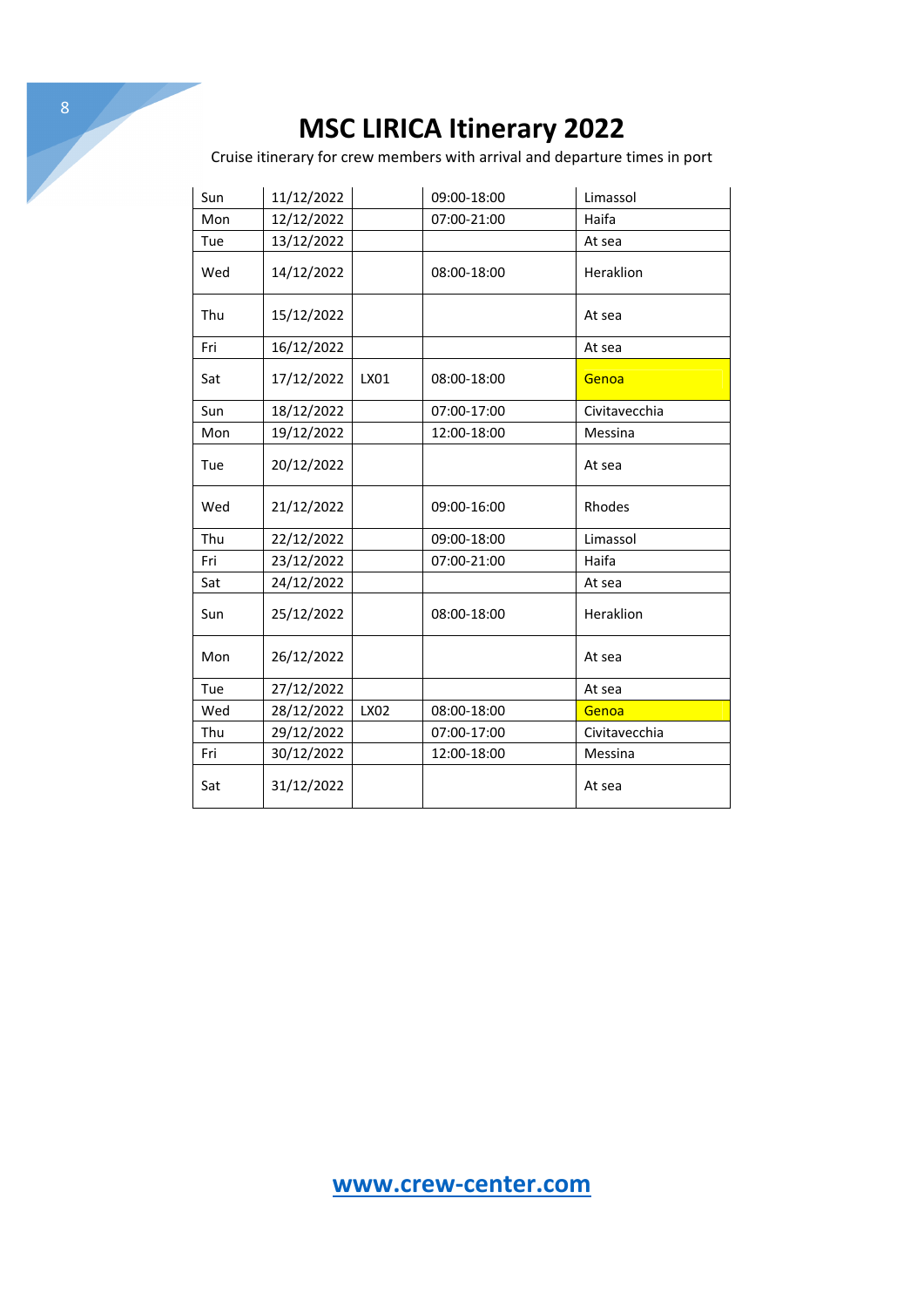# MSC LIRICA Itinerary 2022

Cruise itinerary for crew members with arrival and departure times in port

| | | | | |
|---|---|---|---|---|
| Sun | 11/12/2022 | | 09:00-18:00 | Limassol |
| Mon | 12/12/2022 | | 07:00-21:00 | Haifa |
| Tue | 13/12/2022 | | | At sea |
| Wed | 14/12/2022 | | 08:00-18:00 | Heraklion |
| Thu | 15/12/2022 | | | At sea |
| Fri | 16/12/2022 | | | At sea |
| Sat | 17/12/2022 | LX01 | 08:00-18:00 | Genoa |
| Sun | 18/12/2022 | | 07:00-17:00 | Civitavecchia |
| Mon | 19/12/2022 | | 12:00-18:00 | Messina |
| Tue | 20/12/2022 | | | At sea |
| Wed | 21/12/2022 | | 09:00-16:00 | Rhodes |
| Thu | 22/12/2022 | | 09:00-18:00 | Limassol |
| Fri | 23/12/2022 | | 07:00-21:00 | Haifa |
| Sat | 24/12/2022 | | | At sea |
| Sun | 25/12/2022 | | 08:00-18:00 | Heraklion |
| Mon | 26/12/2022 | | | At sea |
| Tue | 27/12/2022 | | | At sea |
| Wed | 28/12/2022 | LX02 | 08:00-18:00 | Genoa |
| Thu | 29/12/2022 | | 07:00-17:00 | Civitavecchia |
| Fri | 30/12/2022 | | 12:00-18:00 | Messina |
| Sat | 31/12/2022 | | | At sea |

www.crew-center.com